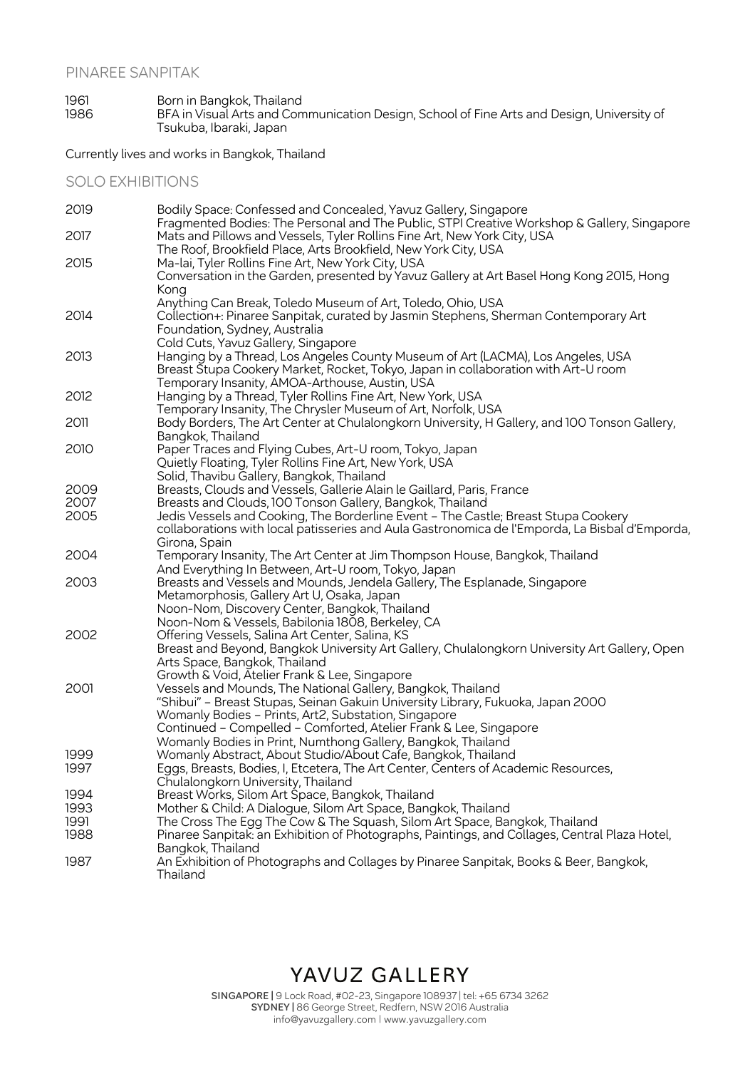# PINAREE SANPITAK

| | |
|---|---|
| 1961 | Born in Bangkok, Thailand |
| 1986 | BFA in Visual Arts and Communication Design, School of Fine Arts and Design, University of Tsukuba, Ibaraki, Japan |

Currently lives and works in Bangkok, Thailand

## SOLO EXHIBITIONS

| | |
|---|---|
| 2019 | Bodily Space: Confessed and Concealed, Yavuz Gallery, Singapore |
| | Fragmented Bodies: The Personal and The Public, STPI Creative Workshop & Gallery, Singapore |
| 2017 | Mats and Pillows and Vessels, Tyler Rollins Fine Art, New York City, USA |
| | The Roof, Brookfield Place, Arts Brookfield, New York City, USA |
| 2015 | Ma-lai, Tyler Rollins Fine Art, New York City, USA |
| | Conversation in the Garden, presented by Yavuz Gallery at Art Basel Hong Kong 2015, Hong Kong |
| | Anything Can Break, Toledo Museum of Art, Toledo, Ohio, USA |
| 2014 | Collection+: Pinaree Sanpitak, curated by Jasmin Stephens, Sherman Contemporary Art Foundation, Sydney, Australia |
| | Cold Cuts, Yavuz Gallery, Singapore |
| 2013 | Hanging by a Thread, Los Angeles County Museum of Art (LACMA), Los Angeles, USA |
| | Breast Stupa Cookery Market, Rocket, Tokyo, Japan in collaboration with Art-U room |
| | Temporary Insanity, AMOA-Arthouse, Austin, USA |
| 2012 | Hanging by a Thread, Tyler Rollins Fine Art, New York, USA |
| | Temporary Insanity, The Chrysler Museum of Art, Norfolk, USA |
| 2011 | Body Borders, The Art Center at Chulalongkorn University, H Gallery, and 100 Tonson Gallery, Bangkok, Thailand |
| 2010 | Paper Traces and Flying Cubes, Art-U room, Tokyo, Japan |
| | Quietly Floating, Tyler Rollins Fine Art, New York, USA |
| | Solid, Thavibu Gallery, Bangkok, Thailand |
| 2009 | Breasts, Clouds and Vessels, Gallerie Alain le Gaillard, Paris, France |
| 2007 | Breasts and Clouds, 100 Tonson Gallery, Bangkok, Thailand |
| 2005 | Jedis Vessels and Cooking, The Borderline Event – The Castle; Breast Stupa Cookery collaborations with local patisseries and Aula Gastronomica de l'Emporda, La Bisbal d'Emporda, Girona, Spain |
| 2004 | Temporary Insanity, The Art Center at Jim Thompson House, Bangkok, Thailand |
| | And Everything In Between, Art-U room, Tokyo, Japan |
| 2003 | Breasts and Vessels and Mounds, Jendela Gallery, The Esplanade, Singapore |
| | Metamorphosis, Gallery Art U, Osaka, Japan |
| | Noon-Nom, Discovery Center, Bangkok, Thailand |
| | Noon-Nom & Vessels, Babilonia 1808, Berkeley, CA |
| 2002 | Offering Vessels, Salina Art Center, Salina, KS |
| | Breast and Beyond, Bangkok University Art Gallery, Chulalongkorn University Art Gallery, Open Arts Space, Bangkok, Thailand |
| | Growth & Void, Atelier Frank & Lee, Singapore |
| 2001 | Vessels and Mounds, The National Gallery, Bangkok, Thailand |
| | "Shibui" – Breast Stupas, Seinan Gakuin University Library, Fukuoka, Japan 2000 |
| | Womanly Bodies – Prints, Art2, Substation, Singapore |
| | Continued – Compelled – Comforted, Atelier Frank & Lee, Singapore |
| | Womanly Bodies in Print, Numthong Gallery, Bangkok, Thailand |
| 1999 | Womanly Abstract, About Studio/About Cafe, Bangkok, Thailand |
| 1997 | Eggs, Breasts, Bodies, I, Etcetera, The Art Center, Centers of Academic Resources, Chulalongkorn University, Thailand |
| 1994 | Breast Works, Silom Art Space, Bangkok, Thailand |
| 1993 | Mother & Child: A Dialogue, Silom Art Space, Bangkok, Thailand |
| 1991 | The Cross The Egg The Cow & The Squash, Silom Art Space, Bangkok, Thailand |
| 1988 | Pinaree Sanpitak: an Exhibition of Photographs, Paintings, and Collages, Central Plaza Hotel, Bangkok, Thailand |
| 1987 | An Exhibition of Photographs and Collages by Pinaree Sanpitak, Books & Beer, Bangkok, Thailand |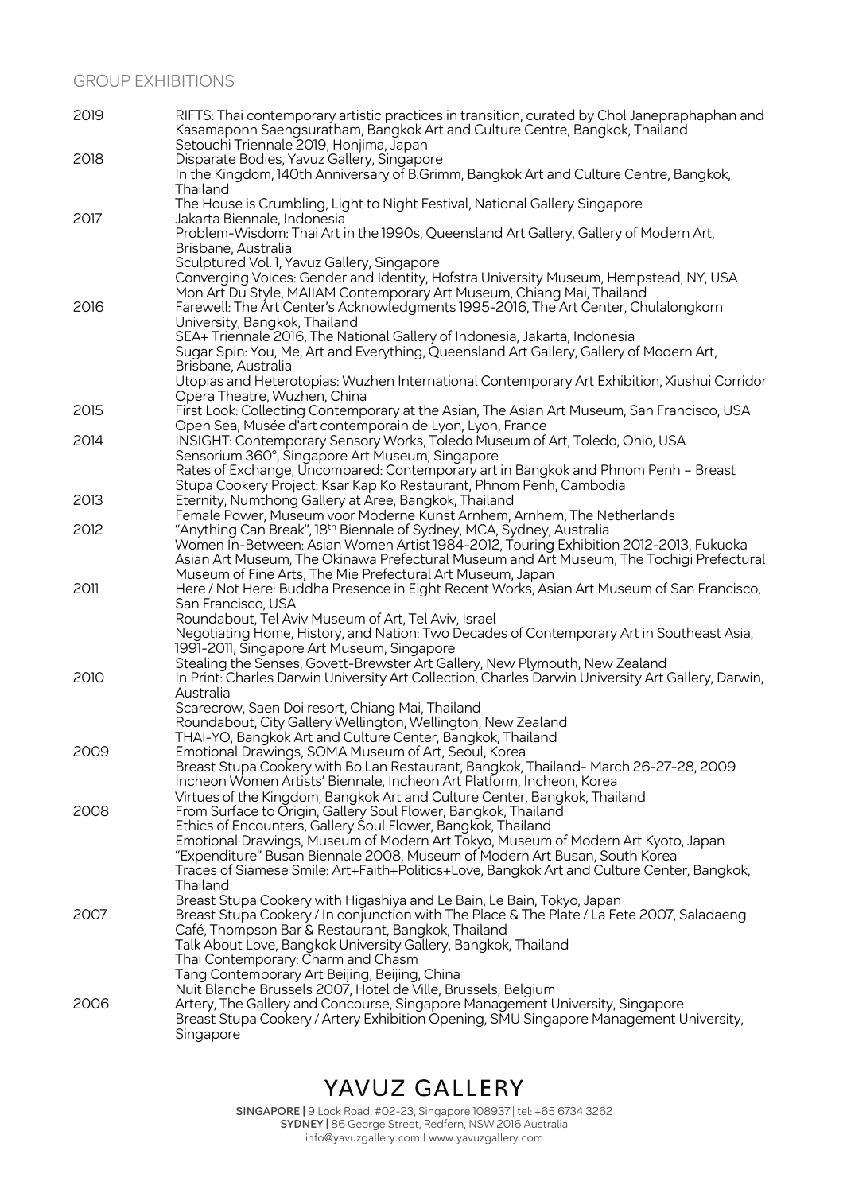## GROUP EXHIBITIONS

**2019**
- RIFTS: Thai contemporary artistic practices in transition, curated by Chol Janepraphaphan and Kasamaponn Saengsuratham, Bangkok Art and Culture Centre, Bangkok, Thailand
- Setouchi Triennale 2019, Honjima, Japan

**2018**
- Disparate Bodies, Yavuz Gallery, Singapore
- In the Kingdom, 140th Anniversary of B.Grimm, Bangkok Art and Culture Centre, Bangkok, Thailand
- The House is Crumbling, Light to Night Festival, National Gallery Singapore

**2017**
- Jakarta Biennale, Indonesia
- Problem-Wisdom: Thai Art in the 1990s, Queensland Art Gallery, Gallery of Modern Art, Brisbane, Australia
- Sculptured Vol. 1, Yavuz Gallery, Singapore
- Converging Voices: Gender and Identity, Hofstra University Museum, Hempstead, NY, USA
- Mon Art Du Style, MAIIAM Contemporary Art Museum, Chiang Mai, Thailand

**2016**
- Farewell: The Art Center's Acknowledgments 1995-2016, The Art Center, Chulalongkorn University, Bangkok, Thailand
- SEA+ Triennale 2016, The National Gallery of Indonesia, Jakarta, Indonesia
- Sugar Spin: You, Me, Art and Everything, Queensland Art Gallery, Gallery of Modern Art, Brisbane, Australia
- Utopias and Heterotopias: Wuzhen International Contemporary Art Exhibition, Xiushui Corridor Opera Theatre, Wuzhen, China

**2015**
- First Look: Collecting Contemporary at the Asian, The Asian Art Museum, San Francisco, USA
- Open Sea, Musée d'art contemporain de Lyon, Lyon, France

**2014**
- INSIGHT: Contemporary Sensory Works, Toledo Museum of Art, Toledo, Ohio, USA
- Sensorium 360°, Singapore Art Museum, Singapore
- Rates of Exchange, Uncompared: Contemporary art in Bangkok and Phnom Penh – Breast Stupa Cookery Project: Ksar Kap Ko Restaurant, Phnom Penh, Cambodia

**2013**
- Eternity, Numthong Gallery at Aree, Bangkok, Thailand
- Female Power, Museum voor Moderne Kunst Arnhem, Arnhem, The Netherlands

**2012**
- "Anything Can Break", 18th Biennale of Sydney, MCA, Sydney, Australia
- Women In-Between: Asian Women Artist 1984-2012, Touring Exhibition 2012-2013, Fukuoka Asian Art Museum, The Okinawa Prefectural Museum and Art Museum, The Tochigi Prefectural Museum of Fine Arts, The Mie Prefectural Art Museum, Japan

**2011**
- Here / Not Here: Buddha Presence in Eight Recent Works, Asian Art Museum of San Francisco, San Francisco, USA
- Roundabout, Tel Aviv Museum of Art, Tel Aviv, Israel
- Negotiating Home, History, and Nation: Two Decades of Contemporary Art in Southeast Asia, 1991-2011, Singapore Art Museum, Singapore
- Stealing the Senses, Govett-Brewster Art Gallery, New Plymouth, New Zealand

**2010**
- In Print: Charles Darwin University Art Collection, Charles Darwin University Art Gallery, Darwin, Australia
- Scarecrow, Saen Doi resort, Chiang Mai, Thailand
- Roundabout, City Gallery Wellington, Wellington, New Zealand
- THAI-YO, Bangkok Art and Culture Center, Bangkok, Thailand

**2009**
- Emotional Drawings, SOMA Museum of Art, Seoul, Korea
- Breast Stupa Cookery with Bo.Lan Restaurant, Bangkok, Thailand- March 26-27-28, 2009
- Incheon Women Artists' Biennale, Incheon Art Platform, Incheon, Korea
- Virtues of the Kingdom, Bangkok Art and Culture Center, Bangkok, Thailand

**2008**
- From Surface to Origin, Gallery Soul Flower, Bangkok, Thailand
- Ethics of Encounters, Gallery Soul Flower, Bangkok, Thailand
- Emotional Drawings, Museum of Modern Art Tokyo, Museum of Modern Art Kyoto, Japan
- "Expenditure" Busan Biennale 2008, Museum of Modern Art Busan, South Korea
- Traces of Siamese Smile: Art+Faith+Politics+Love, Bangkok Art and Culture Center, Bangkok, Thailand
- Breast Stupa Cookery with Higashiya and Le Bain, Le Bain, Tokyo, Japan

**2007**
- Breast Stupa Cookery / In conjunction with The Place & The Plate / La Fete 2007, Saladaeng Café, Thompson Bar & Restaurant, Bangkok, Thailand
- Talk About Love, Bangkok University Gallery, Bangkok, Thailand
- Thai Contemporary: Charm and Chasm
- Tang Contemporary Art Beijing, Beijing, China
- Nuit Blanche Brussels 2007, Hotel de Ville, Brussels, Belgium

**2006**
- Artery, The Gallery and Concourse, Singapore Management University, Singapore
- Breast Stupa Cookery / Artery Exhibition Opening, SMU Singapore Management University, Singapore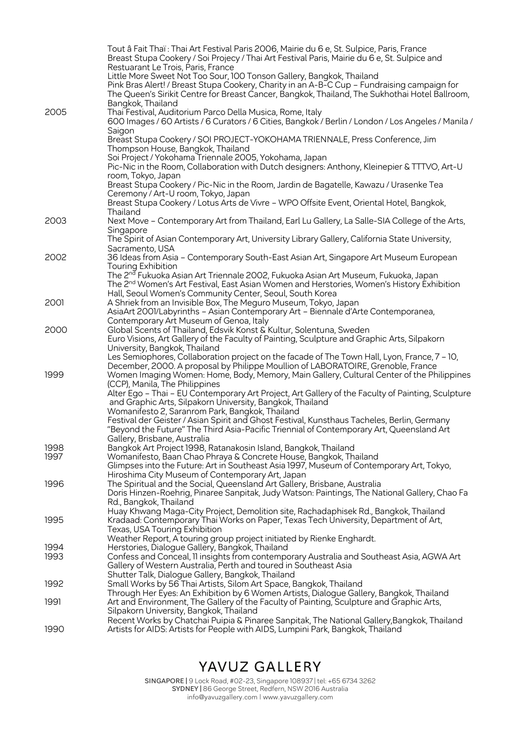| | |
|---|---|
| | Tout â Fait Thaï : Thai Art Festival Paris 2006, Mairie du 6 e, St. Sulpice, Paris, France |
| | Breast Stupa Cookery / Soi Projecy / Thai Art Festival Paris, Mairie du 6 e, St. Sulpice and Restuarant Le Trois, Paris, France |
| | Little More Sweet Not Too Sour, 100 Tonson Gallery, Bangkok, Thailand |
| | Pink Bras Alert! / Breast Stupa Cookery, Charity in an A-B-C Cup – Fundraising campaign for The Queen's Sirikit Centre for Breast Cancer, Bangkok, Thailand, The Sukhothai Hotel Ballroom, Bangkok, Thailand |
| 2005 | Thai Festival, Auditorium Parco Della Musica, Rome, Italy |
| | 600 Images / 60 Artists / 6 Curators / 6 Cities, Bangkok / Berlin / London / Los Angeles / Manila / Saigon |
| | Breast Stupa Cookery / SOI PROJECT-YOKOHAMA TRIENNALE, Press Conference, Jim Thompson House, Bangkok, Thailand |
| | Soi Project / Yokohama Triennale 2005, Yokohama, Japan |
| | Pic-Nic in the Room, Collaboration with Dutch designers: Anthony, Kleinepier & TTTVO, Art-U room, Tokyo, Japan |
| | Breast Stupa Cookery / Pic-Nic in the Room, Jardin de Bagatelle, Kawazu / Urasenke Tea Ceremony / Art-U room, Tokyo, Japan |
| | Breast Stupa Cookery / Lotus Arts de Vivre – WPO Offsite Event, Oriental Hotel, Bangkok, Thailand |
| 2003 | Next Move – Contemporary Art from Thailand, Earl Lu Gallery, La Salle-SIA College of the Arts, Singapore |
| | The Spirit of Asian Contemporary Art, University Library Gallery, California State University, Sacramento, USA |
| 2002 | 36 Ideas from Asia – Contemporary South-East Asian Art, Singapore Art Museum European Touring Exhibition |
| | The 2nd Fukuoka Asian Art Triennale 2002, Fukuoka Asian Art Museum, Fukuoka, Japan |
| | The 2nd Women's Art Festival, East Asian Women and Herstories, Women's History Exhibition Hall, Seoul Women's Community Center, Seoul, South Korea |
| 2001 | A Shriek from an Invisible Box, The Meguro Museum, Tokyo, Japan |
| | AsiaArt 2001/Labyrinths – Asian Contemporary Art – Biennale d'Arte Contemporanea, Contemporary Art Museum of Genoa, Italy |
| 2000 | Global Scents of Thailand, Edsvik Konst & Kultur, Solentuna, Sweden |
| | Euro Visions, Art Gallery of the Faculty of Painting, Sculpture and Graphic Arts, Silpakorn University, Bangkok, Thailand |
| | Les Semiophores, Collaboration project on the facade of The Town Hall, Lyon, France, 7 – 10, December, 2000. A proposal by Philippe Moullion of LABORATOIRE, Grenoble, France |
| 1999 | Women Imaging Women: Home, Body, Memory, Main Gallery, Cultural Center of the Philippines (CCP), Manila, The Philippines |
| | Alter Ego – Thai – EU Contemporary Art Project, Art Gallery of the Faculty of Painting, Sculpture and Graphic Arts, Silpakorn University, Bangkok, Thailand |
| | Womanifesto 2, Saranrom Park, Bangkok, Thailand |
| | Festival der Geister / Asian Spirit and Ghost Festival, Kunsthaus Tacheles, Berlin, Germany |
| | "Beyond the Future" The Third Asia-Pacific Triennial of Contemporary Art, Queensland Art Gallery, Brisbane, Australia |
| 1998 | Bangkok Art Project 1998, Ratanakosin Island, Bangkok, Thailand |
| 1997 | Womanifesto, Baan Chao Phraya & Concrete House, Bangkok, Thailand |
| | Glimpses into the Future: Art in Southeast Asia 1997, Museum of Contemporary Art, Tokyo, Hiroshima City Museum of Contemporary Art, Japan |
| 1996 | The Spiritual and the Social, Queensland Art Gallery, Brisbane, Australia |
| | Doris Hinzen-Roehrig, Pinaree Sanpitak, Judy Watson: Paintings, The National Gallery, Chao Fa Rd., Bangkok, Thailand |
| | Huay Khwang Maga-City Project, Demolition site, Rachadaphisek Rd., Bangkok, Thailand |
| 1995 | Kradaad: Contemporary Thai Works on Paper, Texas Tech University, Department of Art, Texas, USA Touring Exhibition |
| | Weather Report, A touring group project initiated by Rienke Enghardt. |
| 1994 | Herstories, Dialogue Gallery, Bangkok, Thailand |
| 1993 | Confess and Conceal, 11 insights from contemporary Australia and Southeast Asia, AGWA Art Gallery of Western Australia, Perth and toured in Southeast Asia |
| | Shutter Talk, Dialogue Gallery, Bangkok, Thailand |
| 1992 | Small Works by 56 Thai Artists, Silom Art Space, Bangkok, Thailand |
| | Through Her Eyes: An Exhibition by 6 Women Artists, Dialogue Gallery, Bangkok, Thailand |
| 1991 | Art and Environment, The Gallery of the Faculty of Painting, Sculpture and Graphic Arts, Silpakorn University, Bangkok, Thailand |
| | Recent Works by Chatchai Puipia & Pinaree Sanpitak, The National Gallery, Bangkok, Thailand |
| 1990 | Artists for AIDS: Artists for People with AIDS, Lumpini Park, Bangkok, Thailand |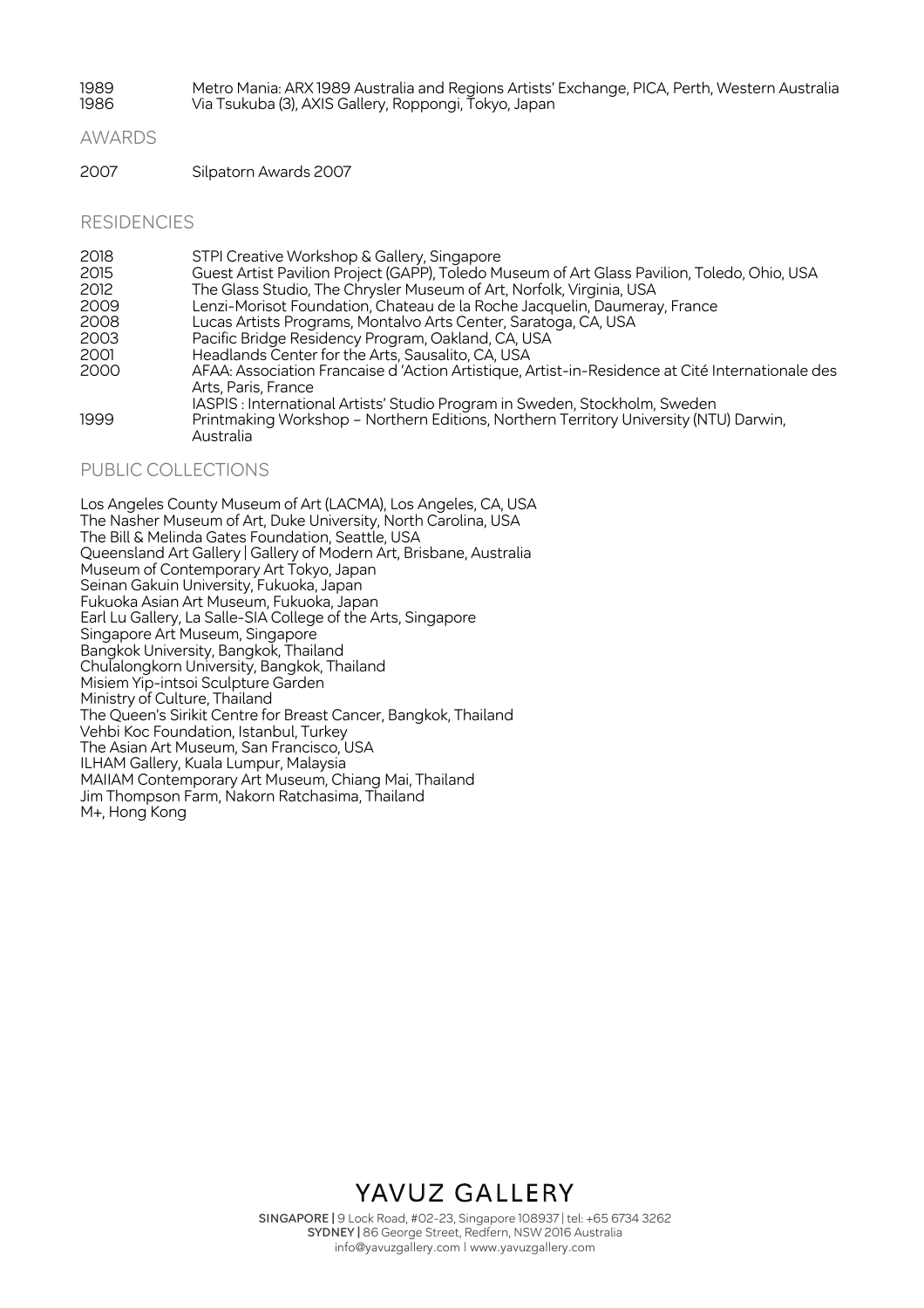| | |
|---|---|
| 1989 | Metro Mania: ARX 1989 Australia and Regions Artists' Exchange, PICA, Perth, Western Australia |
| 1986 | Via Tsukuba (3), AXIS Gallery, Roppongi, Tokyo, Japan |

## AWARDS

| | |
|---|---|
| 2007 | Silpatorn Awards 2007 |

## RESIDENCIES

| | |
|---|---|
| 2018 | STPI Creative Workshop & Gallery, Singapore |
| 2015 | Guest Artist Pavilion Project (GAPP), Toledo Museum of Art Glass Pavilion, Toledo, Ohio, USA |
| 2012 | The Glass Studio, The Chrysler Museum of Art, Norfolk, Virginia, USA |
| 2009 | Lenzi-Morisot Foundation, Chateau de la Roche Jacquelin, Daumeray, France |
| 2008 | Lucas Artists Programs, Montalvo Arts Center, Saratoga, CA, USA |
| 2003 | Pacific Bridge Residency Program, Oakland, CA, USA |
| 2001 | Headlands Center for the Arts, Sausalito, CA, USA |
| 2000 | AFAA: Association Francaise d 'Action Artistique, Artist-in-Residence at Cité Internationale des Arts, Paris, France |
| | IASPIS : International Artists' Studio Program in Sweden, Stockholm, Sweden |
| 1999 | Printmaking Workshop – Northern Editions, Northern Territory University (NTU) Darwin, Australia |

## PUBLIC COLLECTIONS

Los Angeles County Museum of Art (LACMA), Los Angeles, CA, USA
The Nasher Museum of Art, Duke University, North Carolina, USA
The Bill & Melinda Gates Foundation, Seattle, USA
Queensland Art Gallery | Gallery of Modern Art, Brisbane, Australia
Museum of Contemporary Art Tokyo, Japan
Seinan Gakuin University, Fukuoka, Japan
Fukuoka Asian Art Museum, Fukuoka, Japan
Earl Lu Gallery, La Salle-SIA College of the Arts, Singapore
Singapore Art Museum, Singapore
Bangkok University, Bangkok, Thailand
Chulalongkorn University, Bangkok, Thailand
Misiem Yip-intsoi Sculpture Garden
Ministry of Culture, Thailand
The Queen's Sirikit Centre for Breast Cancer, Bangkok, Thailand
Vehbi Koc Foundation, Istanbul, Turkey
The Asian Art Museum, San Francisco, USA
ILHAM Gallery, Kuala Lumpur, Malaysia
MAIIAM Contemporary Art Museum, Chiang Mai, Thailand
Jim Thompson Farm, Nakorn Ratchasima, Thailand
M+, Hong Kong